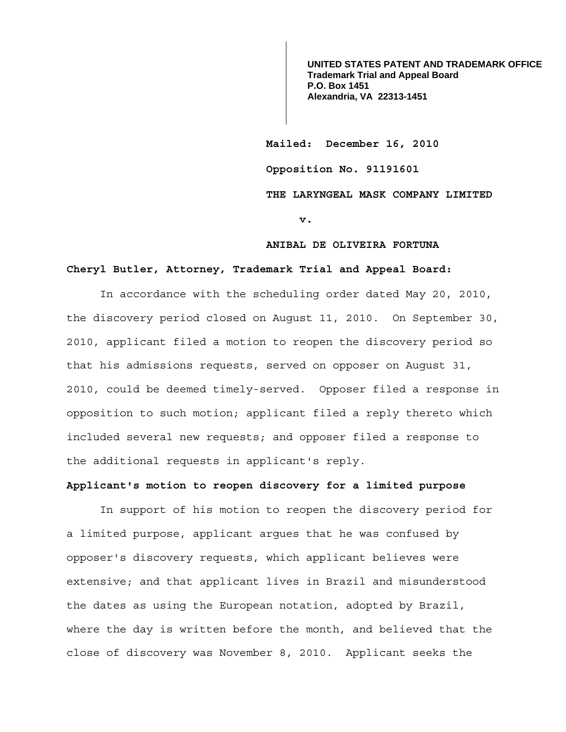**UNITED STATES PATENT AND TRADEMARK OFFICE**
**Trademark Trial and Appeal Board**
**P.O. Box 1451**
**Alexandria, VA 22313-1451**

**Mailed: December 16, 2010**

**Opposition No. 91191601**

**THE LARYNGEAL MASK COMPANY LIMITED**

**v.**

**ANIBAL DE OLIVEIRA FORTUNA**

**Cheryl Butler, Attorney, Trademark Trial and Appeal Board:**

In accordance with the scheduling order dated May 20, 2010, the discovery period closed on August 11, 2010. On September 30, 2010, applicant filed a motion to reopen the discovery period so that his admissions requests, served on opposer on August 31, 2010, could be deemed timely-served. Opposer filed a response in opposition to such motion; applicant filed a reply thereto which included several new requests; and opposer filed a response to the additional requests in applicant's reply.

**Applicant's motion to reopen discovery for a limited purpose**

In support of his motion to reopen the discovery period for a limited purpose, applicant argues that he was confused by opposer's discovery requests, which applicant believes were extensive; and that applicant lives in Brazil and misunderstood the dates as using the European notation, adopted by Brazil, where the day is written before the month, and believed that the close of discovery was November 8, 2010. Applicant seeks the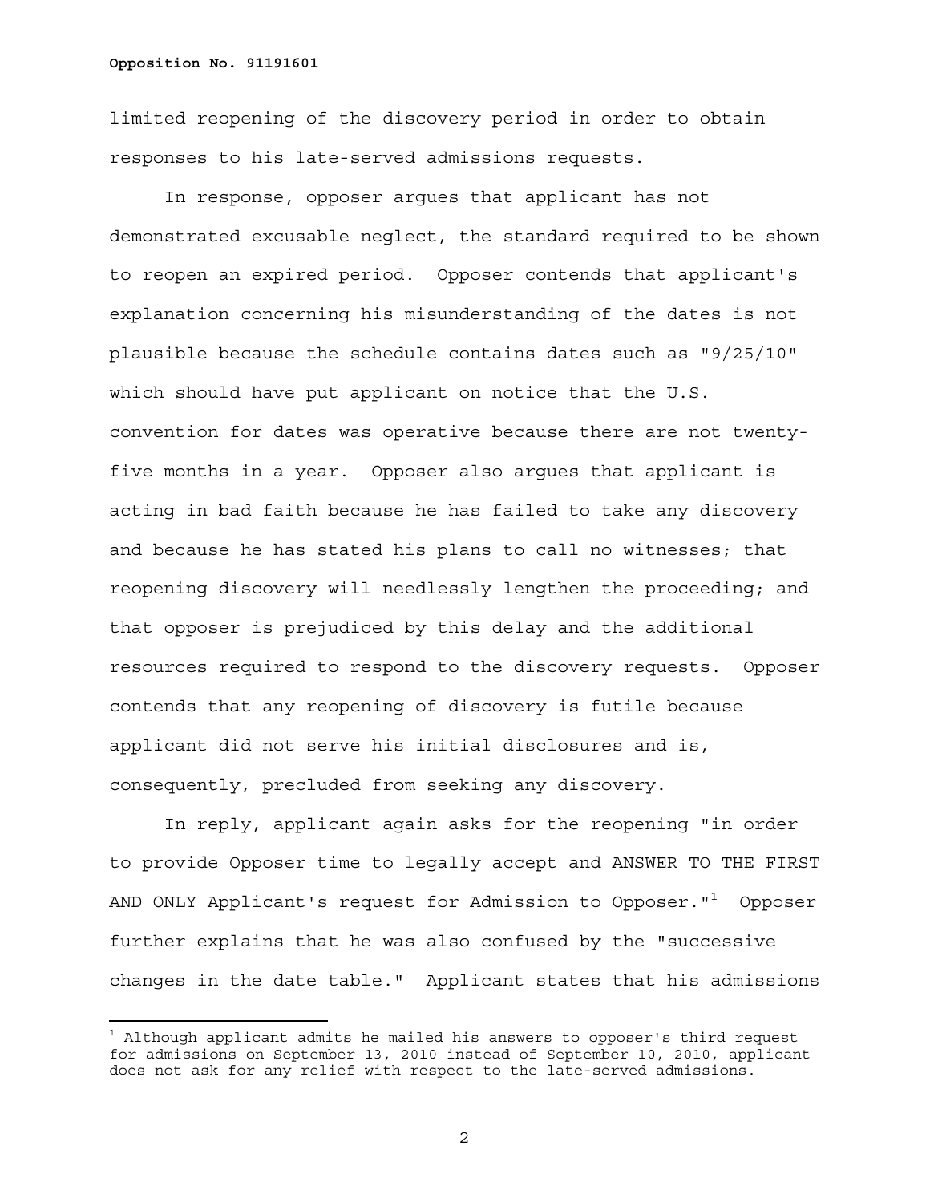limited reopening of the discovery period in order to obtain responses to his late-served admissions requests.

In response, opposer argues that applicant has not demonstrated excusable neglect, the standard required to be shown to reopen an expired period. Opposer contends that applicant's explanation concerning his misunderstanding of the dates is not plausible because the schedule contains dates such as "9/25/10" which should have put applicant on notice that the U.S. convention for dates was operative because there are not twenty-five months in a year. Opposer also argues that applicant is acting in bad faith because he has failed to take any discovery and because he has stated his plans to call no witnesses; that reopening discovery will needlessly lengthen the proceeding; and that opposer is prejudiced by this delay and the additional resources required to respond to the discovery requests. Opposer contends that any reopening of discovery is futile because applicant did not serve his initial disclosures and is, consequently, precluded from seeking any discovery.

In reply, applicant again asks for the reopening "in order to provide Opposer time to legally accept and ANSWER TO THE FIRST AND ONLY Applicant's request for Admission to Opposer."[1] Opposer further explains that he was also confused by the "successive changes in the date table." Applicant states that his admissions

---

[1] Although applicant admits he mailed his answers to opposer's third request for admissions on September 13, 2010 instead of September 10, 2010, applicant does not ask for any relief with respect to the late-served admissions.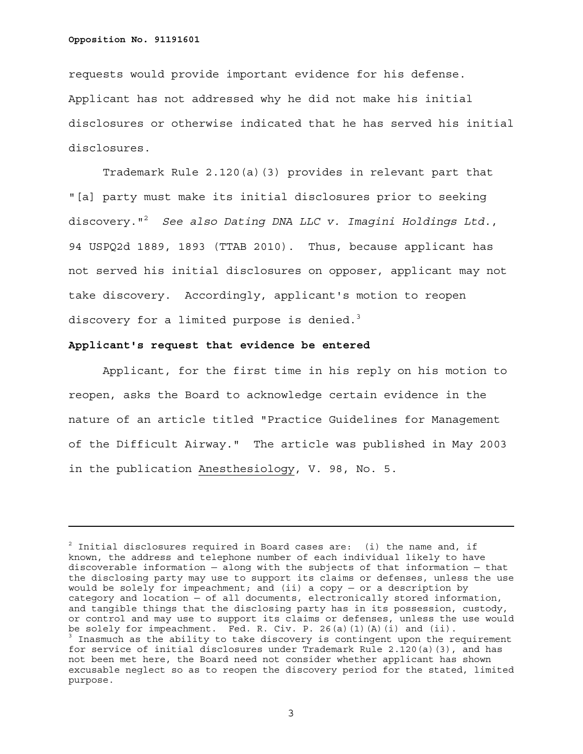requests would provide important evidence for his defense. Applicant has not addressed why he did not make his initial disclosures or otherwise indicated that he has served his initial disclosures.

Trademark Rule 2.120(a)(3) provides in relevant part that "[a] party must make its initial disclosures prior to seeking discovery."[2] *See also Dating DNA LLC v. Imagini Holdings Ltd.*, 94 USPQ2d 1889, 1893 (TTAB 2010). Thus, because applicant has not served his initial disclosures on opposer, applicant may not take discovery. Accordingly, applicant's motion to reopen discovery for a limited purpose is denied.[3]

**Applicant's request that evidence be entered**

Applicant, for the first time in his reply on his motion to reopen, asks the Board to acknowledge certain evidence in the nature of an article titled "Practice Guidelines for Management of the Difficult Airway." The article was published in May 2003 in the publication Anesthesiology, V. 98, No. 5.

---

[2] Initial disclosures required in Board cases are: (i) the name and, if known, the address and telephone number of each individual likely to have discoverable information — along with the subjects of that information — that the disclosing party may use to support its claims or defenses, unless the use would be solely for impeachment; and (ii) a copy — or a description by category and location — of all documents, electronically stored information, and tangible things that the disclosing party has in its possession, custody, or control and may use to support its claims or defenses, unless the use would be solely for impeachment. Fed. R. Civ. P. 26(a)(1)(A)(i) and (ii).

[3] Inasmuch as the ability to take discovery is contingent upon the requirement for service of initial disclosures under Trademark Rule 2.120(a)(3), and has not been met here, the Board need not consider whether applicant has shown excusable neglect so as to reopen the discovery period for the stated, limited purpose.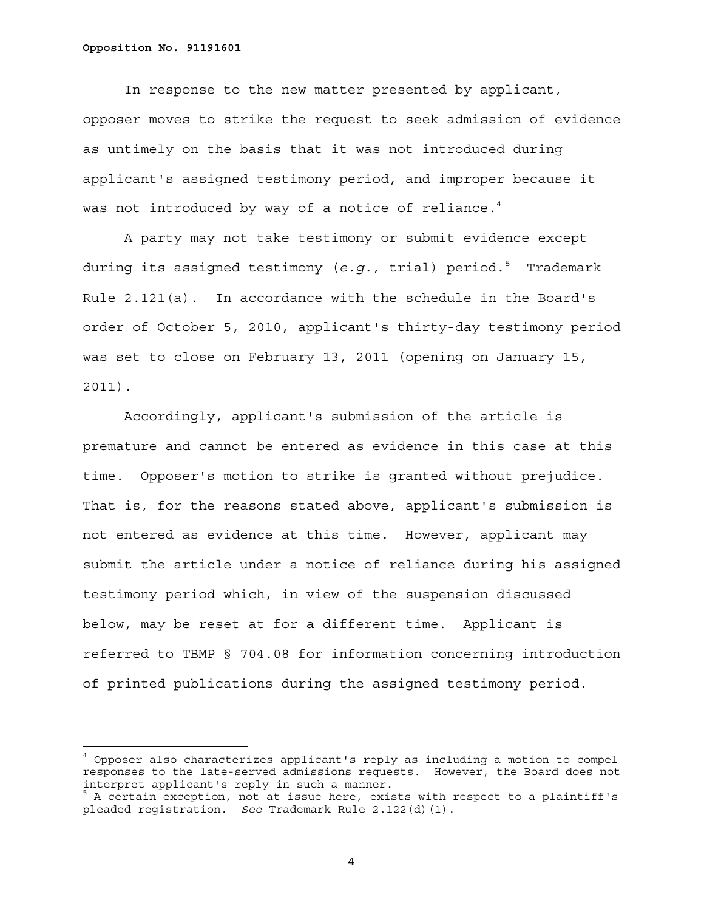In response to the new matter presented by applicant, opposer moves to strike the request to seek admission of evidence as untimely on the basis that it was not introduced during applicant's assigned testimony period, and improper because it was not introduced by way of a notice of reliance.[4]

A party may not take testimony or submit evidence except during its assigned testimony (*e.g.*, trial) period.[5] Trademark Rule 2.121(a). In accordance with the schedule in the Board's order of October 5, 2010, applicant's thirty-day testimony period was set to close on February 13, 2011 (opening on January 15, 2011).

Accordingly, applicant's submission of the article is premature and cannot be entered as evidence in this case at this time. Opposer's motion to strike is granted without prejudice. That is, for the reasons stated above, applicant's submission is not entered as evidence at this time. However, applicant may submit the article under a notice of reliance during his assigned testimony period which, in view of the suspension discussed below, may be reset at for a different time. Applicant is referred to TBMP § 704.08 for information concerning introduction of printed publications during the assigned testimony period.

---

[4] Opposer also characterizes applicant's reply as including a motion to compel responses to the late-served admissions requests. However, the Board does not interpret applicant's reply in such a manner.

[5] A certain exception, not at issue here, exists with respect to a plaintiff's pleaded registration. *See* Trademark Rule 2.122(d)(1).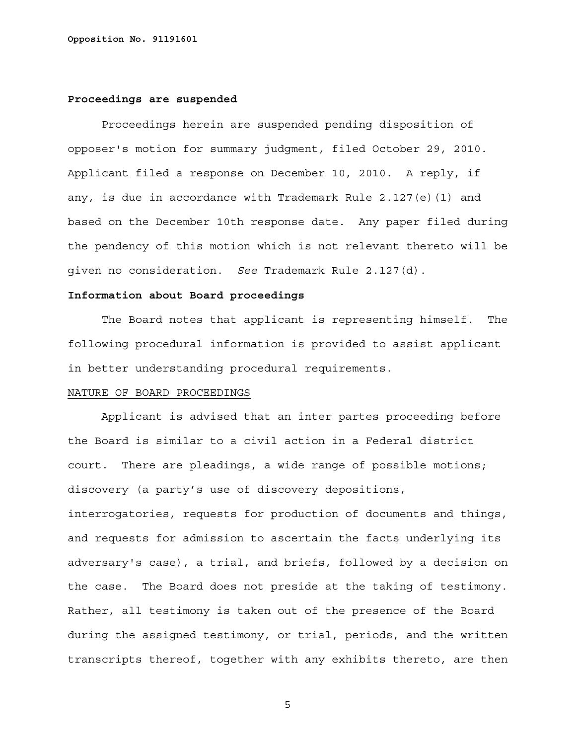**Proceedings are suspended**

Proceedings herein are suspended pending disposition of opposer's motion for summary judgment, filed October 29, 2010. Applicant filed a response on December 10, 2010. A reply, if any, is due in accordance with Trademark Rule 2.127(e)(1) and based on the December 10th response date. Any paper filed during the pendency of this motion which is not relevant thereto will be given no consideration. *See* Trademark Rule 2.127(d).

**Information about Board proceedings**

The Board notes that applicant is representing himself. The following procedural information is provided to assist applicant in better understanding procedural requirements.

NATURE OF BOARD PROCEEDINGS

Applicant is advised that an inter partes proceeding before the Board is similar to a civil action in a Federal district court. There are pleadings, a wide range of possible motions; discovery (a party's use of discovery depositions, interrogatories, requests for production of documents and things, and requests for admission to ascertain the facts underlying its adversary's case), a trial, and briefs, followed by a decision on the case. The Board does not preside at the taking of testimony. Rather, all testimony is taken out of the presence of the Board during the assigned testimony, or trial, periods, and the written transcripts thereof, together with any exhibits thereto, are then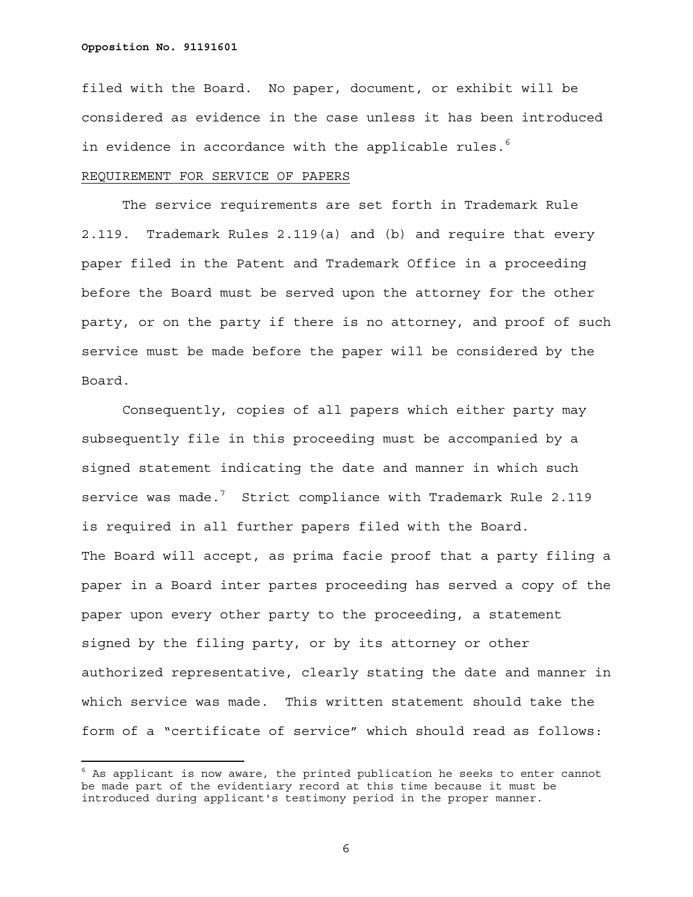filed with the Board. No paper, document, or exhibit will be considered as evidence in the case unless it has been introduced in evidence in accordance with the applicable rules.[6]

REQUIREMENT FOR SERVICE OF PAPERS

The service requirements are set forth in Trademark Rule 2.119. Trademark Rules 2.119(a) and (b) and require that every paper filed in the Patent and Trademark Office in a proceeding before the Board must be served upon the attorney for the other party, or on the party if there is no attorney, and proof of such service must be made before the paper will be considered by the Board.

Consequently, copies of all papers which either party may subsequently file in this proceeding must be accompanied by a signed statement indicating the date and manner in which such service was made.[7] Strict compliance with Trademark Rule 2.119 is required in all further papers filed with the Board. The Board will accept, as prima facie proof that a party filing a paper in a Board inter partes proceeding has served a copy of the paper upon every other party to the proceeding, a statement signed by the filing party, or by its attorney or other authorized representative, clearly stating the date and manner in which service was made. This written statement should take the form of a "certificate of service" which should read as follows:

---

[6] As applicant is now aware, the printed publication he seeks to enter cannot be made part of the evidentiary record at this time because it must be introduced during applicant's testimony period in the proper manner.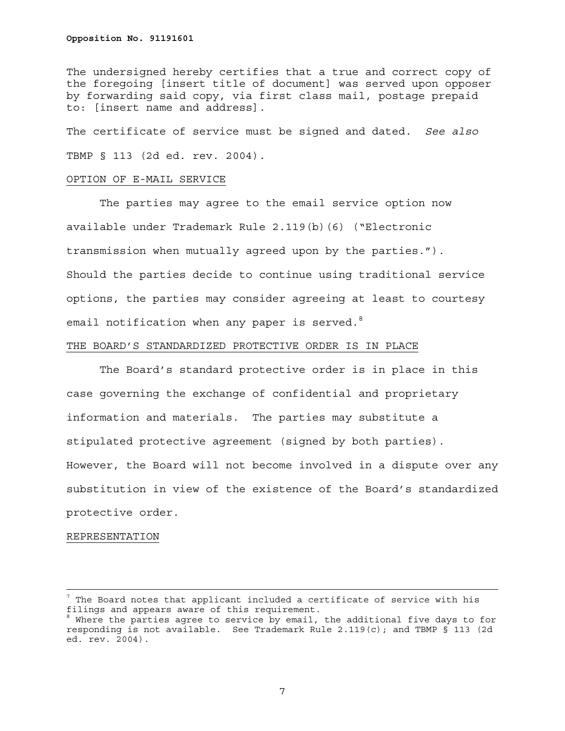The undersigned hereby certifies that a true and correct copy of the foregoing [insert title of document] was served upon opposer by forwarding said copy, via first class mail, postage prepaid to: [insert name and address].

The certificate of service must be signed and dated. *See also* TBMP § 113 (2d ed. rev. 2004).

OPTION OF E-MAIL SERVICE

The parties may agree to the email service option now available under Trademark Rule 2.119(b)(6) ("Electronic transmission when mutually agreed upon by the parties."). Should the parties decide to continue using traditional service options, the parties may consider agreeing at least to courtesy email notification when any paper is served.[8]

THE BOARD'S STANDARDIZED PROTECTIVE ORDER IS IN PLACE

The Board's standard protective order is in place in this case governing the exchange of confidential and proprietary information and materials. The parties may substitute a stipulated protective agreement (signed by both parties). However, the Board will not become involved in a dispute over any substitution in view of the existence of the Board's standardized protective order.

REPRESENTATION

---

[7] The Board notes that applicant included a certificate of service with his filings and appears aware of this requirement.

[8] Where the parties agree to service by email, the additional five days to for responding is not available. See Trademark Rule 2.119(c); and TBMP § 113 (2d ed. rev. 2004).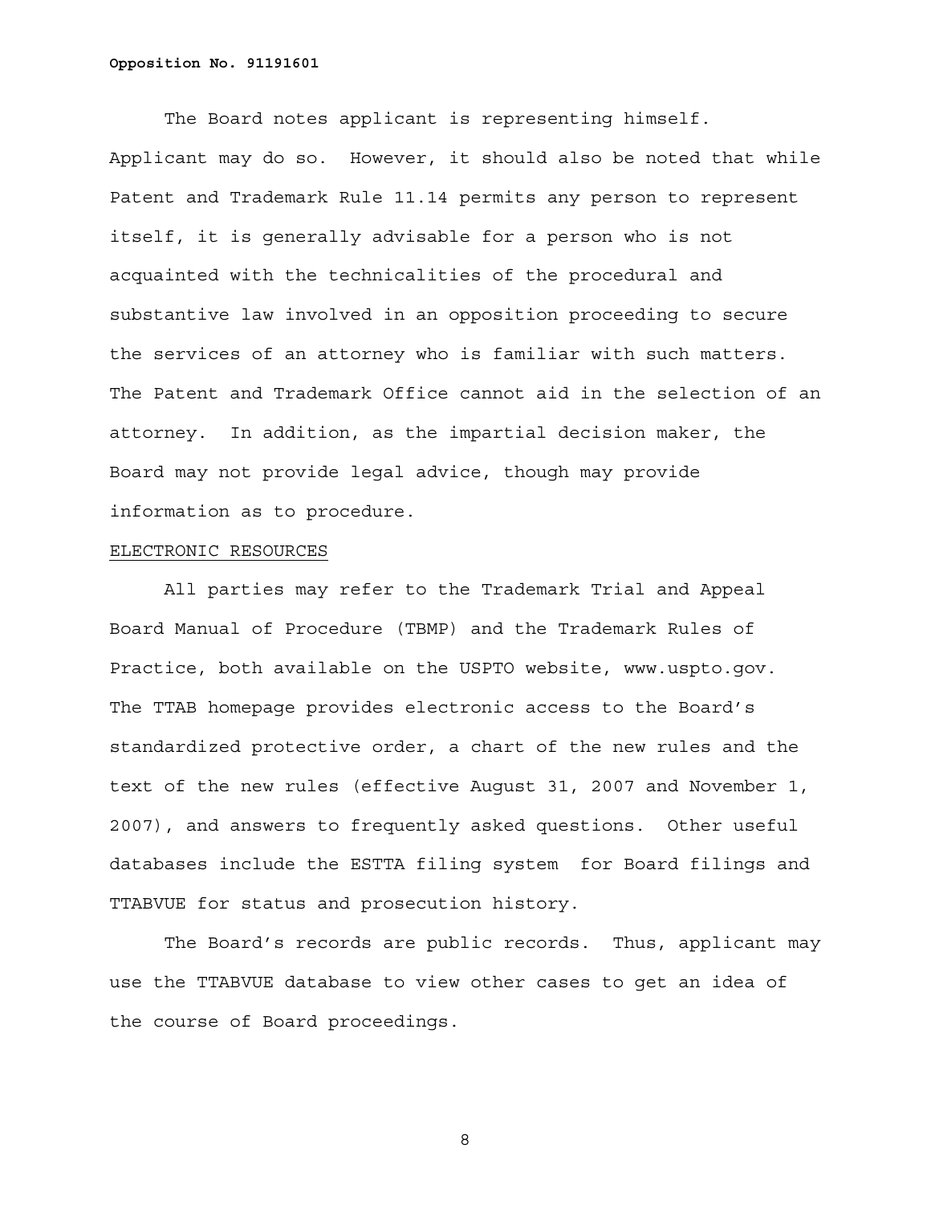The Board notes applicant is representing himself. Applicant may do so. However, it should also be noted that while Patent and Trademark Rule 11.14 permits any person to represent itself, it is generally advisable for a person who is not acquainted with the technicalities of the procedural and substantive law involved in an opposition proceeding to secure the services of an attorney who is familiar with such matters. The Patent and Trademark Office cannot aid in the selection of an attorney. In addition, as the impartial decision maker, the Board may not provide legal advice, though may provide information as to procedure.

<u>ELECTRONIC RESOURCES</u>

All parties may refer to the Trademark Trial and Appeal Board Manual of Procedure (TBMP) and the Trademark Rules of Practice, both available on the USPTO website, www.uspto.gov. The TTAB homepage provides electronic access to the Board's standardized protective order, a chart of the new rules and the text of the new rules (effective August 31, 2007 and November 1, 2007), and answers to frequently asked questions. Other useful databases include the ESTTA filing system for Board filings and TTABVUE for status and prosecution history.

The Board's records are public records. Thus, applicant may use the TTABVUE database to view other cases to get an idea of the course of Board proceedings.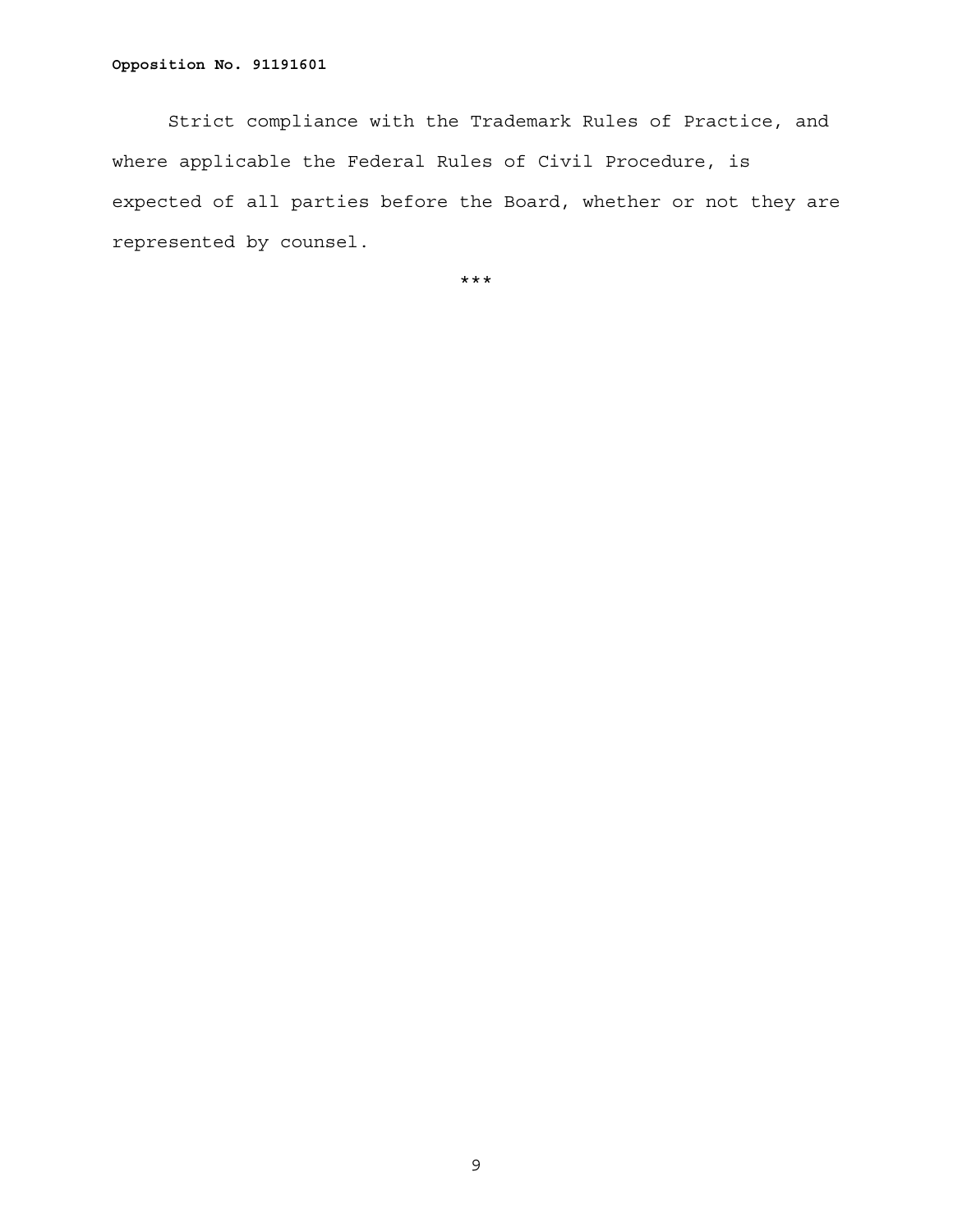Strict compliance with the Trademark Rules of Practice, and where applicable the Federal Rules of Civil Procedure, is expected of all parties before the Board, whether or not they are represented by counsel.

***